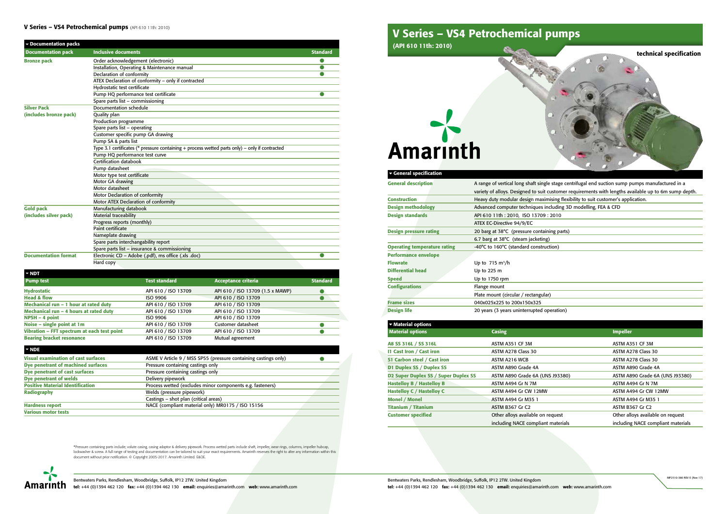# V Series – VS4 Petrochemical pumps

**(API 610 11th: 2010)**

**technical specification**

Amarinth

## General specification

| | |
|---|---|
| **General description** | A range of vertical long shaft single stage centrifugal end suction sump pumps manufactured in a variety of alloys. Designed to suit customer requirements with lengths available up to 6m sump depth. |
| **Construction** | Heavy duty modular design maximising flexibility to suit customer's application. |
| **Design methodology** | Advanced computer techniques including 3D modelling, FEA & CFD |
| **Design standards** | API 610 11th : 2010, ISO 13709 : 2010 |
| | ATEX EC-Directive 94/9/EC |
| **Design pressure rating** | 20 barg at 38°C (pressure containing parts) |
| | 6.7 barg at 38°C (steam jacketing) |
| **Operating temperature rating** | -40°C to 160°C (standard construction) |
| **Performance envelope** | |
| **Flowrate** | Up to 715 m³/h |
| **Differential head** | Up to 225 m |
| **Speed** | Up to 1750 rpm |
| **Configurations** | Flange mount |
| | Plate mount (circular / rectangular) |
| **Frame sizes** | 040x025x225 to 200x150x325 |
| **Design life** | 20 years (3 years uninterrupted operation) |

## Material options

| Material options | Casing | Impeller |
|---|---|---|
| **A8 SS 316L / SS 316L** | ASTM A351 CF 3M | ASTM A351 CF 3M |
| **I1 Cast Iron / Cast iron** | ASTM A278 Class 30 | ASTM A278 Class 30 |
| **S1 Carbon steel / Cast iron** | ASTM A216 WCB | ASTM A278 Class 30 |
| **D1 Duplex SS / Duplex SS** | ASTM A890 Grade 4A | ASTM A890 Grade 4A |
| **D2 Super Duplex SS / Super Duplex SS** | ASTM A890 Grade 6A (UNS J93380) | ASTM A890 Grade 6A (UNS J93380) |
| **Hastelloy B / Hastelloy B** | ASTM A494 Gr N 7M | ASTM A494 Gr N 7M |
| **Hastelloy C / Hastelloy C** | ASTM A494 Gr CW 12MW | ASTM A494 Gr CW 12MW |
| **Monel / Monel** | ASTM A494 Gr M35 1 | ASTM A494 Gr M35 1 |
| **Titanium / Titanium** | ASTM B367 Gr C2 | ASTM B367 Gr C2 |
| **Customer specified** | Other alloys available on request including NACE compliant materials | Other alloys available on request including NACE compliant materials |

## Documentation packs

| Documentation pack | Inclusive documents | Standard |
|---|---|---|
| **Bronze pack** | Order acknowledgement (electronic) | ● |
| | Installation, Operating & Maintenance manual | ● |
| | Declaration of conformity | ● |
| | ATEX Declaration of conformity – only if contracted | |
| | Hydrostatic test certificate | |
| | Pump HQ performance test certificate | ● |
| | Spare parts list – commissioning | |
| **Silver Pack (includes bronze pack)** | Documentation schedule | |
| | Quality plan | |
| | Production programme | |
| | Spare parts list – operating | |
| | Customer specific pump GA drawing | |
| | Pump SA & parts list | |
| | Type 3.1 certificates (* pressure containing + process wetted parts only) – only if contracted | |
| | Pump HQ performance test curve | |
| | Certification databook | |
| | Pump datasheet | |
| | Motor type test certificate | |
| | Motor GA drawing | |
| | Motor datasheet | |
| | Motor Declaration of conformity | |
| | Motor ATEX Declaration of conformity | |
| **Gold pack (includes silver pack)** | Manufacturing databook | |
| | Material traceability | |
| | Progress reports (monthly) | |
| | Paint certificate | |
| | Nameplate drawing | |
| | Spare parts interchangability report | |
| | Spare parts list – insurance & commissioning | |
| **Documentation format** | Electronic CD – Adobe (.pdf), ms office (.xls .doc) | ● |
| | Hard copy | |

## NDT

| Pump test | Test standard | Acceptance criteria | Standard |
|---|---|---|---|
| **Hydrostatic** | API 610 / ISO 13709 | API 610 / ISO 13709 (1.5 x MAWP) | ● |
| **Head & flow** | ISO 9906 | API 610 / ISO 13709 | ● |
| **Mechanical run – 1 hour at rated duty** | API 610 / ISO 13709 | API 610 / ISO 13709 | |
| **Mechanical run – 4 hours at rated duty** | API 610 / ISO 13709 | API 610 / ISO 13709 | |
| **NPSH – 4 point** | ISO 9906 | API 610 / ISO 13709 | |
| **Noise – single point at 1m** | API 610 / ISO 13709 | Customer datasheet | ● |
| **Vibration – FFT spectrum at each test point** | API 610 / ISO 13709 | API 610 / ISO 13709 | ● |
| **Bearing bracket resonance** | API 610 / ISO 13709 | Mutual agreement | |

## NDE

| | | |
|---|---|---|
| **Visual examination of cast surfaces** | ASME V Article 9 / MSS SP55 (pressure containing castings only) | ● |
| **Dye penetrant of machined surfaces** | Pressure containing castings only | |
| **Dye penetrant of cast surfaces** | Pressure containing castings only | |
| **Dye penetrant of welds** | Delivery pipework | |
| **Positive Material Identification** | Process wetted (excludes minor components e.g. fasteners) | |
| **Radiography** | Welds (pressure pipework) | |
| | Castings – shot plan (critical areas) | |
| **Hardness report** | NACE (compliant material only) MR0175 / ISO 15156 | |
| **Various motor tests** | | |

*Pressure containing parts include; volute casing, casing adaptor & delivery pipework. Process wetted parts include shaft, impeller, wear rings, columns, impeller hubcap, lockwasher & screw. A full range of testing and documentation can be tailored to suit your exact requirements. Amarinth reserves the right to alter any information within this document without prior notification. © Copyright 2005-2017. Amarinth Limited. E&OE.

Bentwaters Parks, Rendlesham, Woodbridge, Suffolk, IP12 2TW. United Kingdom
**tel:** +44 (0)1394 462 120 **fax:** +44 (0)1394 462 130 **email:** enquiries@amarinth.com **web:** www.amarinth.com

MP2510-380 REV E (Nov 17)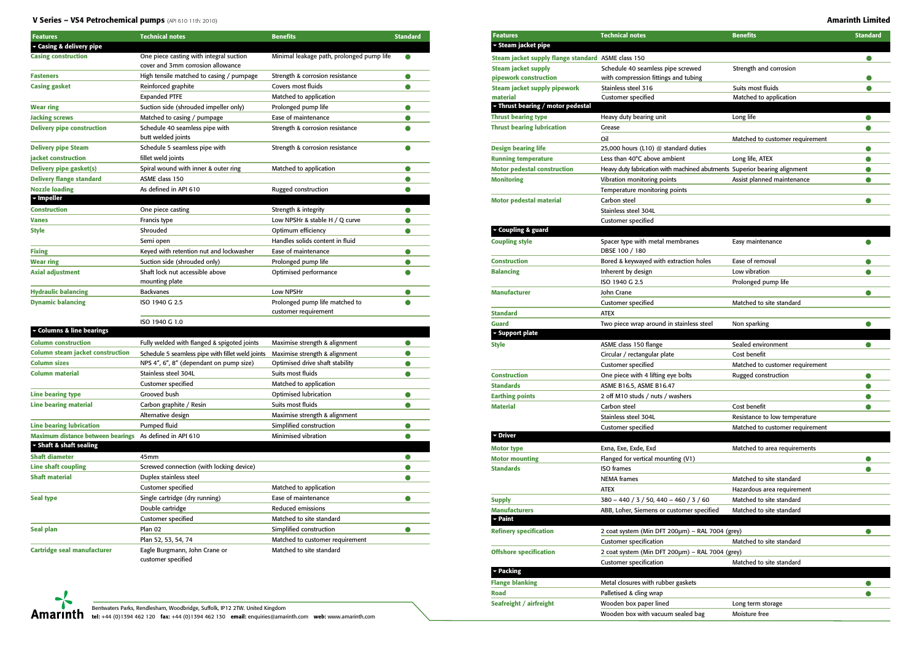# V Series – VS4 Petrochemical pumps (API 610 11th: 2010)

**Amarinth Limited**

| Features | Technical notes | Benefits | Standard |
|---|---|---|---|
| **Casing & delivery pipe** | | | |
| Casing construction | One piece casting with integral suction cover and 3mm corrosion allowance | Minimal leakage path, prolonged pump life | ● |
| Fasteners | High tensile matched to casing / pumpage | Strength & corrosion resistance | ● |
| Casing gasket | Reinforced graphite | Covers most fluids | ● |
| | Expanded PTFE | Matched to application | |
| Wear ring | Suction side (shrouded impeller only) | Prolonged pump life | ● |
| Jacking screws | Matched to casing / pumpage | Ease of maintenance | ● |
| Delivery pipe construction | Schedule 40 seamless pipe with butt welded joints | Strength & corrosion resistance | ● |
| Delivery pipe Steam jacket construction | Schedule 5 seamless pipe with fillet weld joints | Strength & corrosion resistance | ● |
| Delivery pipe gasket(s) | Spiral wound with inner & outer ring | Matched to application | ● |
| Delivery flange standard | ASME class 150 | | ● |
| Nozzle loading | As defined in API 610 | Rugged construction | ● |
| **Impeller** | | | |
| Construction | One piece casting | Strength & integrity | ● |
| Vanes | Francis type | Low NPSHr & stable H / Q curve | ● |
| Style | Shrouded | Optimum efficiency | ● |
| | Semi open | Handles solids content in fluid | |
| Fixing | Keyed with retention nut and lockwasher | Ease of maintenance | ● |
| Wear ring | Suction side (shrouded only) | Prolonged pump life | ● |
| Axial adjustment | Shaft lock nut accessible above mounting plate | Optimised performance | ● |
| Hydraulic balancing | Backvanes | Low NPSHr | ● |
| Dynamic balancing | ISO 1940 G 2.5 | Prolonged pump life matched to customer requirement | ● |
| | ISO 1940 G 1.0 | | |
| **Columns & line bearings** | | | |
| Column construction | Fully welded with flanged & spigoted joints | Maximise strength & alignment | ● |
| Column steam jacket construction | Schedule 5 seamless pipe with fillet weld joints | Maximise strength & alignment | ● |
| Column sizes | NPS 4", 6", 8" (dependant on pump size) | Optimised drive shaft stability | ● |
| Column material | Stainless steel 304L | Suits most fluids | ● |
| | Customer specified | Matched to application | |
| Line bearing type | Grooved bush | Optimised lubrication | ● |
| Line bearing material | Carbon graphite / Resin | Suits most fluids | ● |
| | Alternative design | Maximise strength & alignment | |
| Line bearing lubrication | Pumped fluid | Simplified construction | ● |
| Maximum distance between bearings | As defined in API 610 | Minimised vibration | ● |
| **Shaft & shaft sealing** | | | |
| Shaft diameter | 45mm | | ● |
| Line shaft coupling | Screwed connection (with locking device) | | ● |
| Shaft material | Duplex stainless steel | | ● |
| | Customer specified | Matched to application | |
| Seal type | Single cartridge (dry running) | Ease of maintenance | ● |
| | Double cartridge | Reduced emissions | |
| | Customer specified | Matched to site standard | |
| Seal plan | Plan 02 | Simplified construction | ● |
| | Plan 52, 53, 54, 74 | Matched to customer requirement | |
| Cartridge seal manufacturer | Eagle Burgmann, John Crane or customer specified | Matched to site standard | |

| Features | Technical notes | Benefits | Standard |
|---|---|---|---|
| **Steam jacket pipe** | | | |
| Steam jacket supply flange standard | ASME class 150 | | ● |
| Steam jacket supply pipework construction | Schedule 40 seamless pipe screwed with compression fittings and tubing | Strength and corrosion | ● |
| Steam jacket supply pipework material | Stainless steel 316 | Suits most fluids | ● |
| | Customer specified | Matched to application | |
| **Thrust bearing / motor pedestal** | | | |
| Thrust bearing type | Heavy duty bearing unit | Long life | ● |
| Thrust bearing lubrication | Grease | | ● |
| | Oil | Matched to customer requirement | |
| Design bearing life | 25,000 hours (L10) @ standard duties | | ● |
| Running temperature | Less than 40°C above ambient | Long life, ATEX | ● |
| Motor pedestal construction | Heavy duty fabrication with machined abutments | Superior bearing alignment | ● |
| Monitoring | Vibration monitoring points | Assist planned maintenance | ● |
| | Temperature monitoring points | | |
| Motor pedestal material | Carbon steel | | ● |
| | Stainless steel 304L | | |
| | Customer specified | | |
| **Coupling & guard** | | | |
| Coupling style | Spacer type with metal membranes DBSE 100 / 180 | Easy maintenance | ● |
| Construction | Bored & keywayed with extraction holes | Ease of removal | ● |
| Balancing | Inherent by design | Low vibration | ● |
| | ISO 1940 G 2.5 | Prolonged pump life | |
| Manufacturer | John Crane | | ● |
| | Customer specified | Matched to site standard | |
| Standard | ATEX | | |
| Guard | Two piece wrap around in stainless steel | Non sparking | ● |
| **Support plate** | | | |
| Style | ASME class 150 flange | Sealed environment | ● |
| | Circular / rectangular plate | Cost benefit | |
| | Customer specified | Matched to customer requirement | |
| Construction | One piece with 4 lifting eye bolts | Rugged construction | ● |
| Standards | ASME B16.5, ASME B16.47 | | ● |
| Earthing points | 2 off M10 studs / nuts / washers | | ● |
| Material | Carbon steel | Cost benefit | ● |
| | Stainless steel 304L | Resistance to low temperature | |
| | Customer specified | Matched to customer requirement | |
| **Driver** | | | |
| Motor type | Exna, Exe, Exde, Exd | Matched to area requirements | |
| Motor mounting | Flanged for vertical mounting (V1) | | ● |
| Standards | ISO frames | | ● |
| | NEMA frames | Matched to site standard | |
| | ATEX | Hazardous area requirement | |
| Supply | 380 – 440 / 3 / 50, 440 – 460 / 3 / 60 | Matched to site standard | |
| Manufacturers | ABB, Loher, Siemens or customer specified | Matched to site standard | |
| **Paint** | | | |
| Refinery specification | 2 coat system (Min DFT 200µm) – RAL 7004 (grey) | | ● |
| | Customer specification | Matched to site standard | |
| Offshore specification | 2 coat system (Min DFT 200µm) – RAL 7004 (grey) | | |
| | Customer specification | Matched to site standard | |
| **Packing** | | | |
| Flange blanking | Metal closures with rubber gaskets | | ● |
| Road | Palletised & cling wrap | | ● |
| Seafreight / airfreight | Wooden box paper lined | Long term storage | |
| | Wooden box with vacuum sealed bag | Moisture free | |

Amarinth

Bentwaters Parks, Rendlesham, Woodbridge, Suffolk, IP12 2TW. United Kingdom
**tel:** +44 (0)1394 462 120 **fax:** +44 (0)1394 462 130 **email:** enquiries@amarinth.com **web:** www.amarinth.com